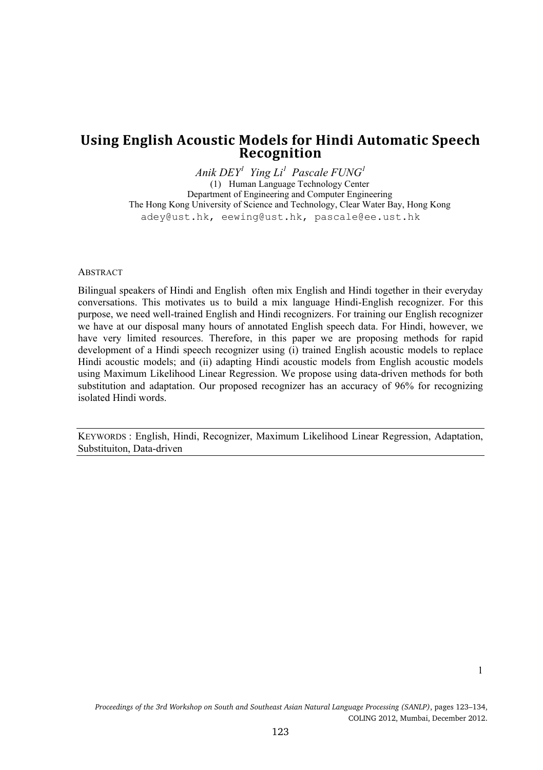# Using English Acoustic Models for Hindi Automatic Speech Recognition

*Anik DEY*[1] *Ying Li*[1] *Pascale FUNG*[1]

(1) Human Language Technology Center
Department of Engineering and Computer Engineering
The Hong Kong University of Science and Technology, Clear Water Bay, Hong Kong
adey@ust.hk, eewing@ust.hk, pascale@ee.ust.hk

ABSTRACT

Bilingual speakers of Hindi and English often mix English and Hindi together in their everyday conversations. This motivates us to build a mix language Hindi-English recognizer. For this purpose, we need well-trained English and Hindi recognizers. For training our English recognizer we have at our disposal many hours of annotated English speech data. For Hindi, however, we have very limited resources. Therefore, in this paper we are proposing methods for rapid development of a Hindi speech recognizer using (i) trained English acoustic models to replace Hindi acoustic models; and (ii) adapting Hindi acoustic models from English acoustic models using Maximum Likelihood Linear Regression. We propose using data-driven methods for both substitution and adaptation. Our proposed recognizer has an accuracy of 96% for recognizing isolated Hindi words.

KEYWORDS : English, Hindi, Recognizer, Maximum Likelihood Linear Regression, Adaptation, Substituiton, Data-driven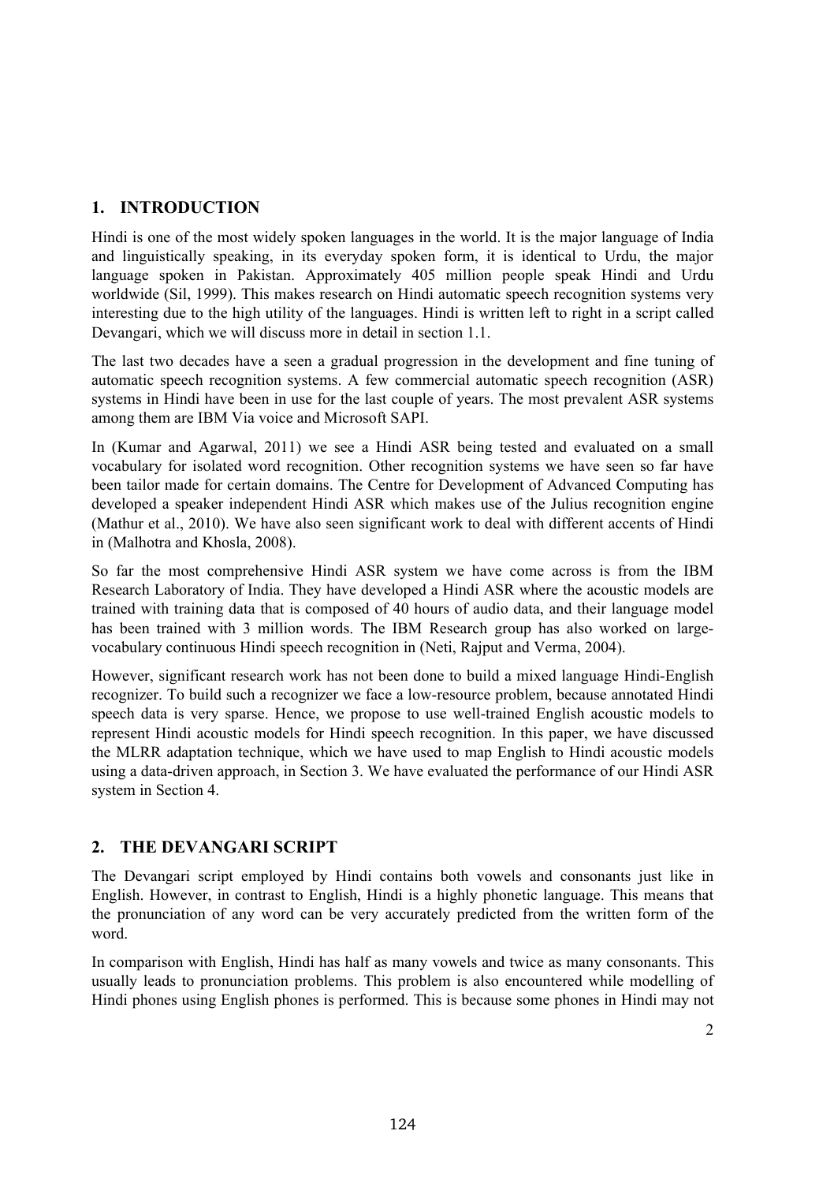## 1. INTRODUCTION

Hindi is one of the most widely spoken languages in the world. It is the major language of India and linguistically speaking, in its everyday spoken form, it is identical to Urdu, the major language spoken in Pakistan. Approximately 405 million people speak Hindi and Urdu worldwide (Sil, 1999). This makes research on Hindi automatic speech recognition systems very interesting due to the high utility of the languages. Hindi is written left to right in a script called Devangari, which we will discuss more in detail in section 1.1.

The last two decades have a seen a gradual progression in the development and fine tuning of automatic speech recognition systems. A few commercial automatic speech recognition (ASR) systems in Hindi have been in use for the last couple of years. The most prevalent ASR systems among them are IBM Via voice and Microsoft SAPI.

In (Kumar and Agarwal, 2011) we see a Hindi ASR being tested and evaluated on a small vocabulary for isolated word recognition. Other recognition systems we have seen so far have been tailor made for certain domains. The Centre for Development of Advanced Computing has developed a speaker independent Hindi ASR which makes use of the Julius recognition engine (Mathur et al., 2010). We have also seen significant work to deal with different accents of Hindi in (Malhotra and Khosla, 2008).

So far the most comprehensive Hindi ASR system we have come across is from the IBM Research Laboratory of India. They have developed a Hindi ASR where the acoustic models are trained with training data that is composed of 40 hours of audio data, and their language model has been trained with 3 million words. The IBM Research group has also worked on large-vocabulary continuous Hindi speech recognition in (Neti, Rajput and Verma, 2004).

However, significant research work has not been done to build a mixed language Hindi-English recognizer. To build such a recognizer we face a low-resource problem, because annotated Hindi speech data is very sparse. Hence, we propose to use well-trained English acoustic models to represent Hindi acoustic models for Hindi speech recognition. In this paper, we have discussed the MLRR adaptation technique, which we have used to map English to Hindi acoustic models using a data-driven approach, in Section 3. We have evaluated the performance of our Hindi ASR system in Section 4.

## 2. THE DEVANGARI SCRIPT

The Devangari script employed by Hindi contains both vowels and consonants just like in English. However, in contrast to English, Hindi is a highly phonetic language. This means that the pronunciation of any word can be very accurately predicted from the written form of the word.

In comparison with English, Hindi has half as many vowels and twice as many consonants. This usually leads to pronunciation problems. This problem is also encountered while modelling of Hindi phones using English phones is performed. This is because some phones in Hindi may not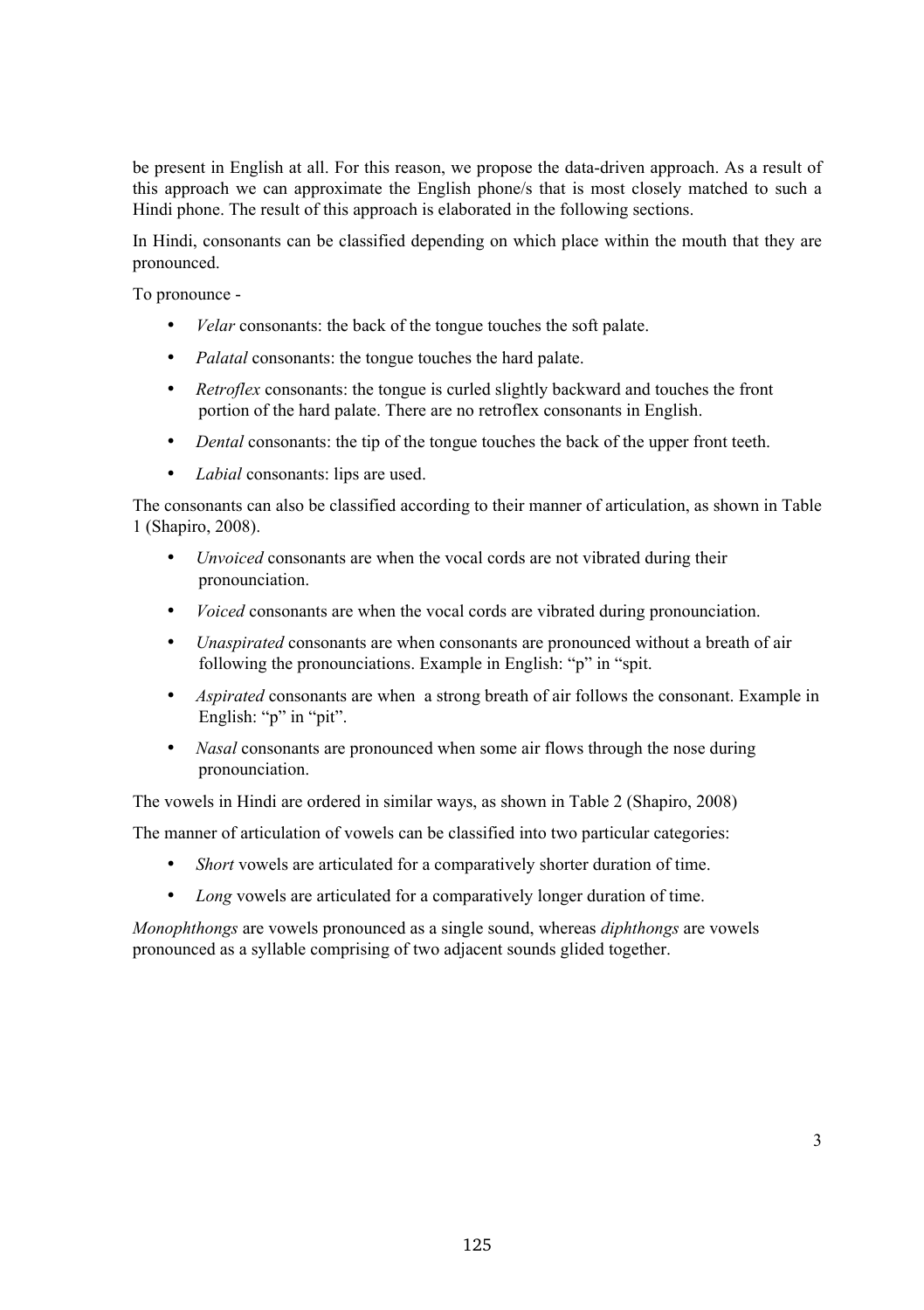be present in English at all. For this reason, we propose the data-driven approach. As a result of this approach we can approximate the English phone/s that is most closely matched to such a Hindi phone. The result of this approach is elaborated in the following sections.

In Hindi, consonants can be classified depending on which place within the mouth that they are pronounced.

To pronounce -

- *Velar* consonants: the back of the tongue touches the soft palate.
- *Palatal* consonants: the tongue touches the hard palate.
- *Retroflex* consonants: the tongue is curled slightly backward and touches the front portion of the hard palate. There are no retroflex consonants in English.
- *Dental* consonants: the tip of the tongue touches the back of the upper front teeth.
- *Labial* consonants: lips are used.

The consonants can also be classified according to their manner of articulation, as shown in Table 1 (Shapiro, 2008).

- *Unvoiced* consonants are when the vocal cords are not vibrated during their pronounciation.
- *Voiced* consonants are when the vocal cords are vibrated during pronounciation.
- *Unaspirated* consonants are when consonants are pronounced without a breath of air following the pronounciations. Example in English: "p" in "spit.
- *Aspirated* consonants are when a strong breath of air follows the consonant. Example in English: "p" in "pit".
- *Nasal* consonants are pronounced when some air flows through the nose during pronounciation.

The vowels in Hindi are ordered in similar ways, as shown in Table 2 (Shapiro, 2008)

The manner of articulation of vowels can be classified into two particular categories:

- *Short* vowels are articulated for a comparatively shorter duration of time.
- *Long* vowels are articulated for a comparatively longer duration of time.

*Monophthongs* are vowels pronounced as a single sound, whereas *diphthongs* are vowels pronounced as a syllable comprising of two adjacent sounds glided together.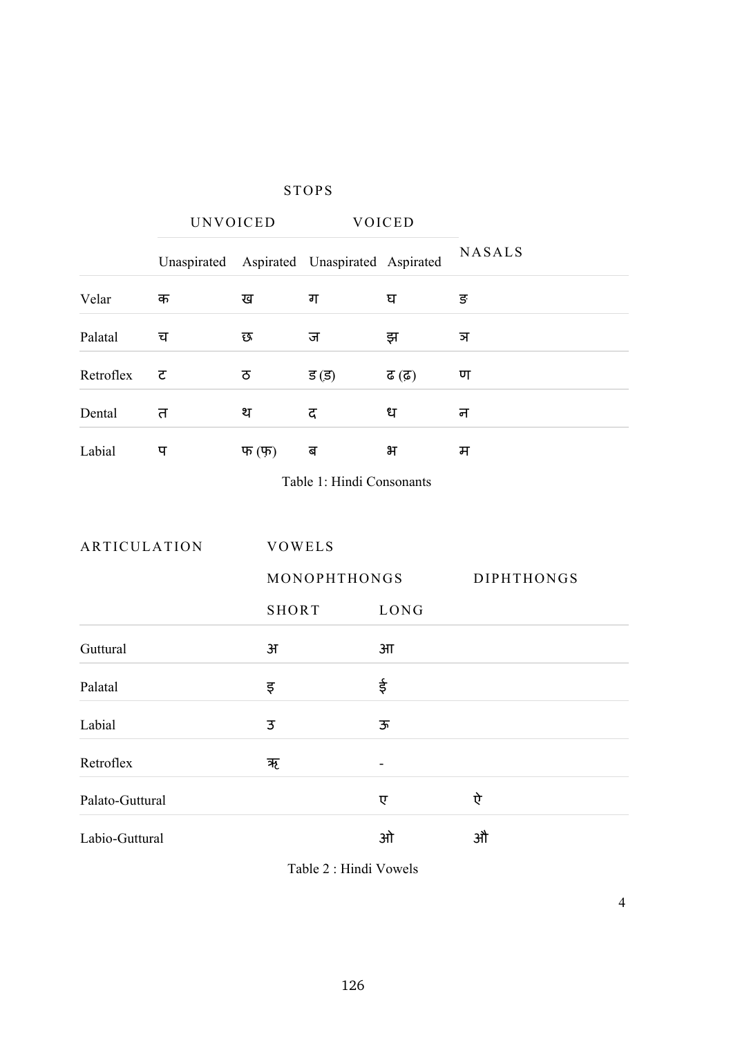| | STOPS | | | | |
|---|---|---|---|---|---|
| | UNVOICED | | VOICED | | NASALS |
| | Unaspirated | Aspirated | Unaspirated | Aspirated | |
| Velar | क | ख | ग | घ | ङ |
| Palatal | च | छ | ज | झ | ञ |
| Retroflex | ट | ठ | ड (ड़) | ढ (ढ़) | ण |
| Dental | त | थ | द | ध | न |
| Labial | प | फ (फ़) | ब | भ | म |

Table 1: Hindi Consonants

| ARTICULATION | VOWELS | | |
|---|---|---|---|
| | MONOPHTHONGS | | DIPHTHONGS |
| | SHORT | LONG | |
| Guttural | अ | आ | |
| Palatal | इ | ई | |
| Labial | उ | ऊ | |
| Retroflex | ऋ | - | |
| Palato-Guttural | | ए | ऐ |
| Labio-Guttural | | ओ | औ |

Table 2 : Hindi Vowels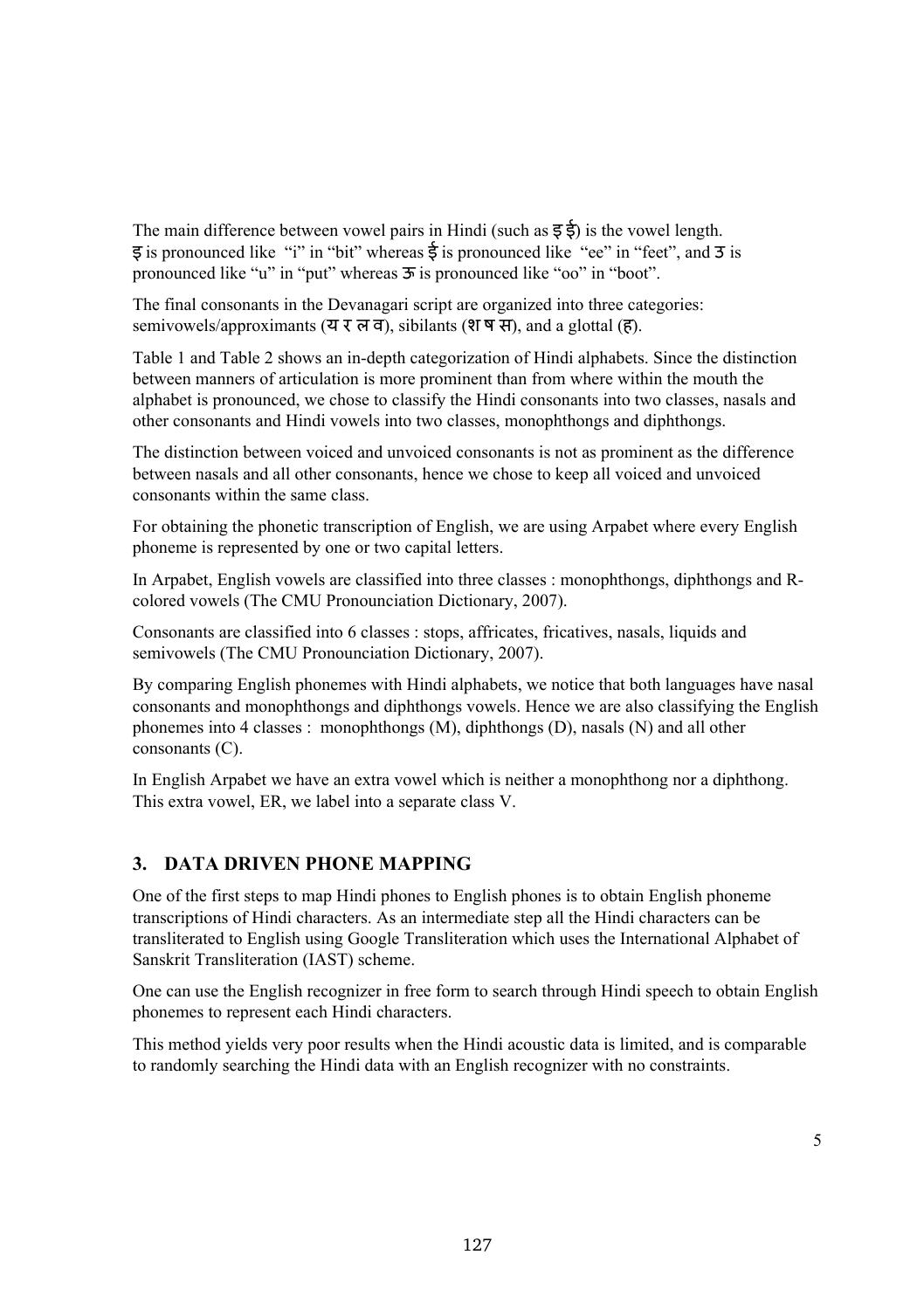The main difference between vowel pairs in Hindi (such as इ ई) is the vowel length. इ is pronounced like "i" in "bit" whereas ई is pronounced like "ee" in "feet", and उ is pronounced like "u" in "put" whereas ऊ is pronounced like "oo" in "boot".

The final consonants in the Devanagari script are organized into three categories: semivowels/approximants (य र ल व), sibilants (श ष स), and a glottal (ह).

Table 1 and Table 2 shows an in-depth categorization of Hindi alphabets. Since the distinction between manners of articulation is more prominent than from where within the mouth the alphabet is pronounced, we chose to classify the Hindi consonants into two classes, nasals and other consonants and Hindi vowels into two classes, monophthongs and diphthongs.

The distinction between voiced and unvoiced consonants is not as prominent as the difference between nasals and all other consonants, hence we chose to keep all voiced and unvoiced consonants within the same class.

For obtaining the phonetic transcription of English, we are using Arpabet where every English phoneme is represented by one or two capital letters.

In Arpabet, English vowels are classified into three classes : monophthongs, diphthongs and R-colored vowels (The CMU Pronounciation Dictionary, 2007).

Consonants are classified into 6 classes : stops, affricates, fricatives, nasals, liquids and semivowels (The CMU Pronounciation Dictionary, 2007).

By comparing English phonemes with Hindi alphabets, we notice that both languages have nasal consonants and monophthongs and diphthongs vowels. Hence we are also classifying the English phonemes into 4 classes : monophthongs (M), diphthongs (D), nasals (N) and all other consonants (C).

In English Arpabet we have an extra vowel which is neither a monophthong nor a diphthong. This extra vowel, ER, we label into a separate class V.

## 3. DATA DRIVEN PHONE MAPPING

One of the first steps to map Hindi phones to English phones is to obtain English phoneme transcriptions of Hindi characters. As an intermediate step all the Hindi characters can be transliterated to English using Google Transliteration which uses the International Alphabet of Sanskrit Transliteration (IAST) scheme.

One can use the English recognizer in free form to search through Hindi speech to obtain English phonemes to represent each Hindi characters.

This method yields very poor results when the Hindi acoustic data is limited, and is comparable to randomly searching the Hindi data with an English recognizer with no constraints.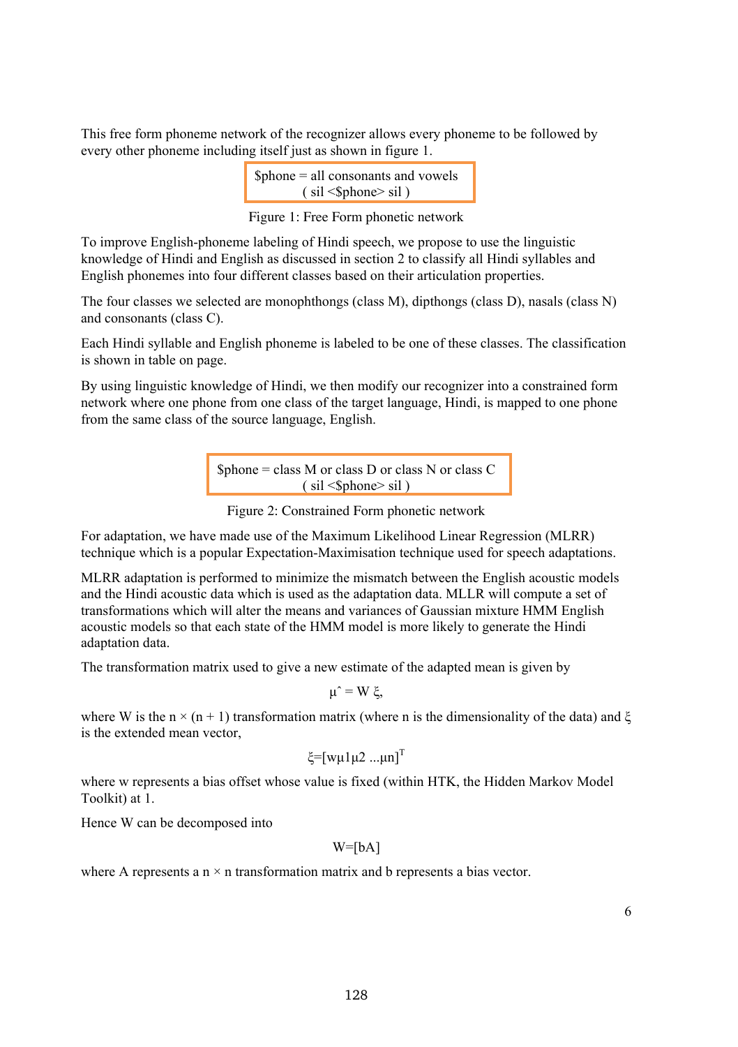This free form phoneme network of the recognizer allows every phoneme to be followed by every other phoneme including itself just as shown in figure 1.

```
$phone = all consonants and vowels
( sil <$phone> sil )
```

Figure 1: Free Form phonetic network

To improve English-phoneme labeling of Hindi speech, we propose to use the linguistic knowledge of Hindi and English as discussed in section 2 to classify all Hindi syllables and English phonemes into four different classes based on their articulation properties.

The four classes we selected are monophthongs (class M), dipthongs (class D), nasals (class N) and consonants (class C).

Each Hindi syllable and English phoneme is labeled to be one of these classes. The classification is shown in table on page.

By using linguistic knowledge of Hindi, we then modify our recognizer into a constrained form network where one phone from one class of the target language, Hindi, is mapped to one phone from the same class of the source language, English.

```
$phone = class M or class D or class N or class C
( sil <$phone> sil )
```

Figure 2: Constrained Form phonetic network

For adaptation, we have made use of the Maximum Likelihood Linear Regression (MLRR) technique which is a popular Expectation-Maximisation technique used for speech adaptations.

MLRR adaptation is performed to minimize the mismatch between the English acoustic models and the Hindi acoustic data which is used as the adaptation data. MLLR will compute a set of transformations which will alter the means and variances of Gaussian mixture HMM English acoustic models so that each state of the HMM model is more likely to generate the Hindi adaptation data.

The transformation matrix used to give a new estimate of the adapted mean is given by

$$\hat{\mu} = W \xi,$$

where W is the $n \times (n + 1)$ transformation matrix (where n is the dimensionality of the data) and $\xi$ is the extended mean vector,

$$\xi = [w \mu_1 \mu_2 \ldots \mu_n]^T$$

where w represents a bias offset whose value is fixed (within HTK, the Hidden Markov Model Toolkit) at 1.

Hence W can be decomposed into

$$W = [bA]$$

where A represents a $n \times n$ transformation matrix and b represents a bias vector.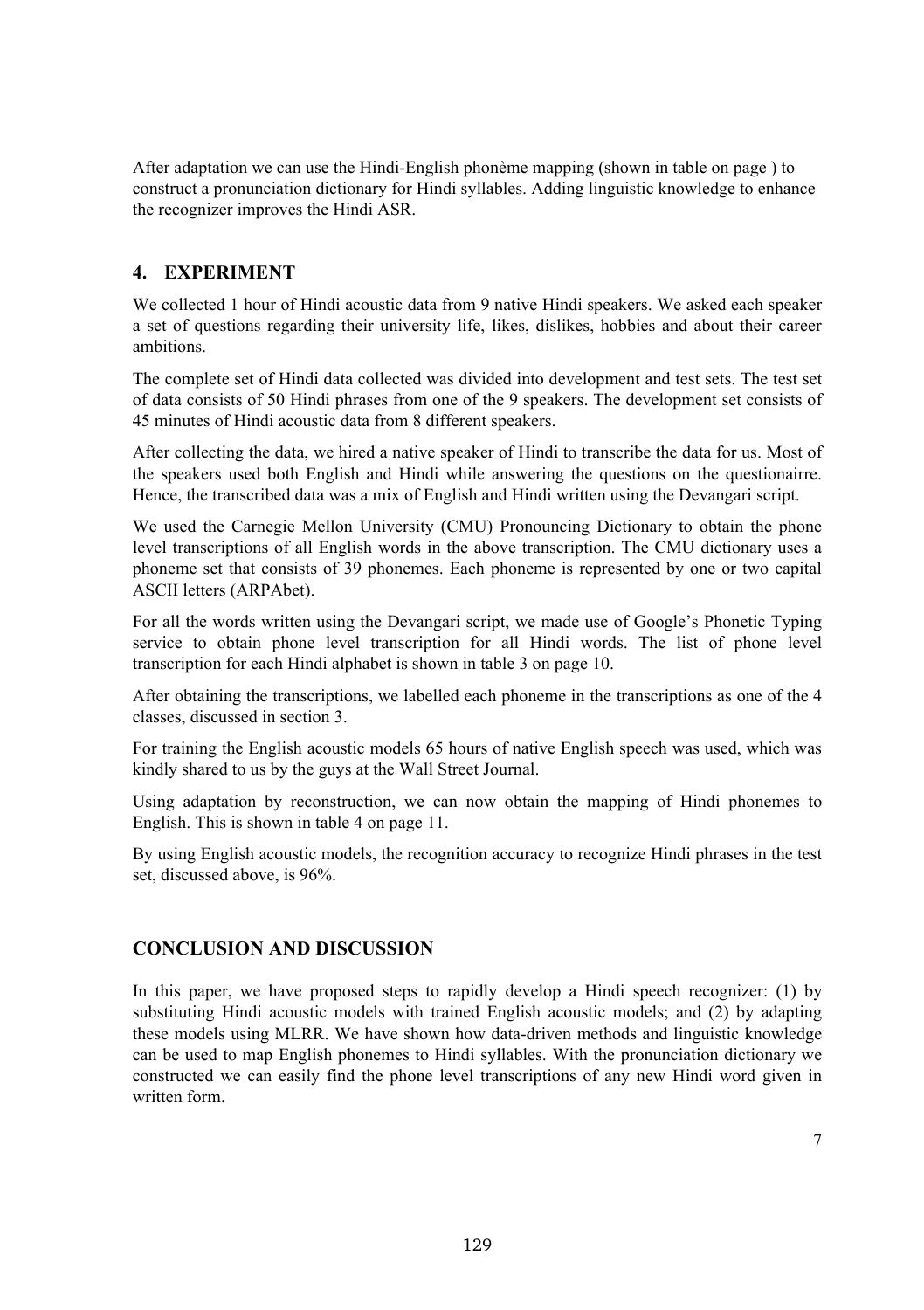After adaptation we can use the Hindi-English phonème mapping (shown in table on page ) to construct a pronunciation dictionary for Hindi syllables. Adding linguistic knowledge to enhance the recognizer improves the Hindi ASR.

## 4. EXPERIMENT

We collected 1 hour of Hindi acoustic data from 9 native Hindi speakers. We asked each speaker a set of questions regarding their university life, likes, dislikes, hobbies and about their career ambitions.

The complete set of Hindi data collected was divided into development and test sets. The test set of data consists of 50 Hindi phrases from one of the 9 speakers. The development set consists of 45 minutes of Hindi acoustic data from 8 different speakers.

After collecting the data, we hired a native speaker of Hindi to transcribe the data for us. Most of the speakers used both English and Hindi while answering the questions on the questionairre. Hence, the transcribed data was a mix of English and Hindi written using the Devangari script.

We used the Carnegie Mellon University (CMU) Pronouncing Dictionary to obtain the phone level transcriptions of all English words in the above transcription. The CMU dictionary uses a phoneme set that consists of 39 phonemes. Each phoneme is represented by one or two capital ASCII letters (ARPAbet).

For all the words written using the Devangari script, we made use of Google's Phonetic Typing service to obtain phone level transcription for all Hindi words. The list of phone level transcription for each Hindi alphabet is shown in table 3 on page 10.

After obtaining the transcriptions, we labelled each phoneme in the transcriptions as one of the 4 classes, discussed in section 3.

For training the English acoustic models 65 hours of native English speech was used, which was kindly shared to us by the guys at the Wall Street Journal.

Using adaptation by reconstruction, we can now obtain the mapping of Hindi phonemes to English. This is shown in table 4 on page 11.

By using English acoustic models, the recognition accuracy to recognize Hindi phrases in the test set, discussed above, is 96%.

## CONCLUSION AND DISCUSSION

In this paper, we have proposed steps to rapidly develop a Hindi speech recognizer: (1) by substituting Hindi acoustic models with trained English acoustic models; and (2) by adapting these models using MLRR. We have shown how data-driven methods and linguistic knowledge can be used to map English phonemes to Hindi syllables. With the pronunciation dictionary we constructed we can easily find the phone level transcriptions of any new Hindi word given in written form.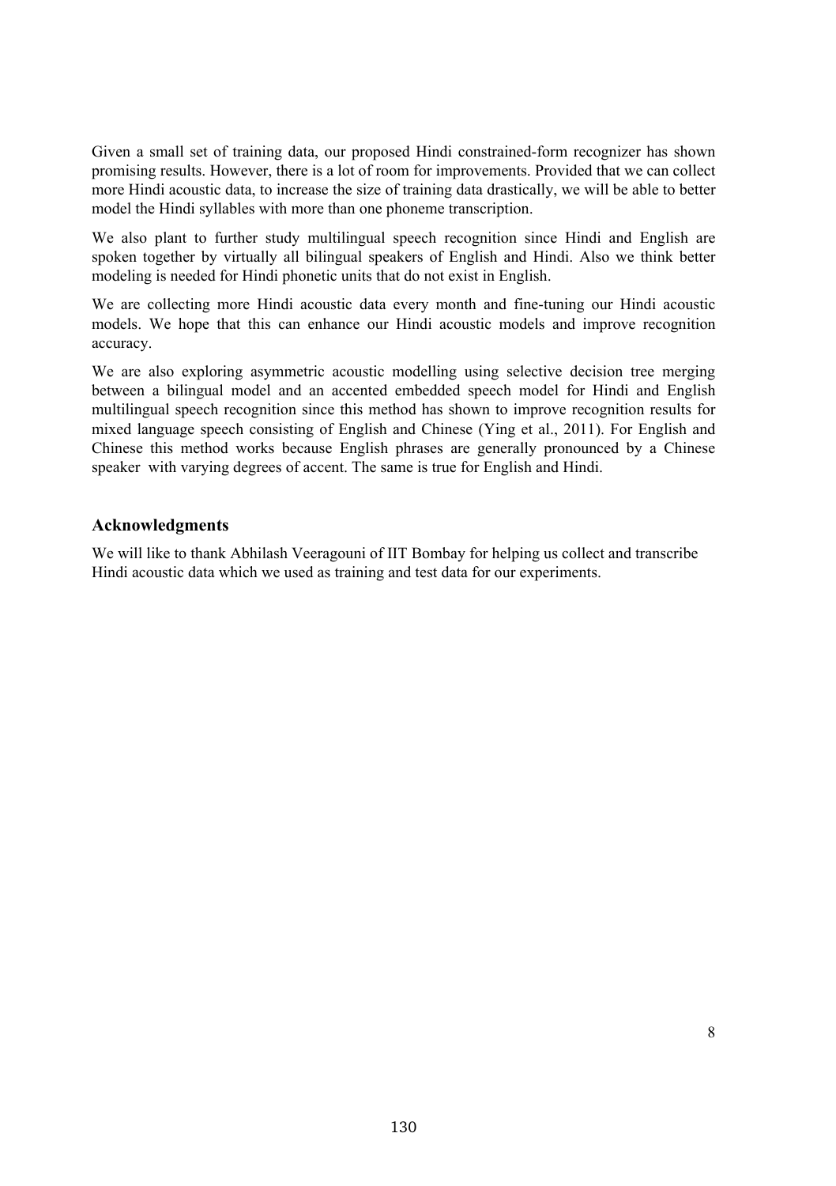Given a small set of training data, our proposed Hindi constrained-form recognizer has shown promising results. However, there is a lot of room for improvements. Provided that we can collect more Hindi acoustic data, to increase the size of training data drastically, we will be able to better model the Hindi syllables with more than one phoneme transcription.

We also plant to further study multilingual speech recognition since Hindi and English are spoken together by virtually all bilingual speakers of English and Hindi. Also we think better modeling is needed for Hindi phonetic units that do not exist in English.

We are collecting more Hindi acoustic data every month and fine-tuning our Hindi acoustic models. We hope that this can enhance our Hindi acoustic models and improve recognition accuracy.

We are also exploring asymmetric acoustic modelling using selective decision tree merging between a bilingual model and an accented embedded speech model for Hindi and English multilingual speech recognition since this method has shown to improve recognition results for mixed language speech consisting of English and Chinese (Ying et al., 2011). For English and Chinese this method works because English phrases are generally pronounced by a Chinese speaker with varying degrees of accent. The same is true for English and Hindi.

## Acknowledgments

We will like to thank Abhilash Veeragouni of IIT Bombay for helping us collect and transcribe Hindi acoustic data which we used as training and test data for our experiments.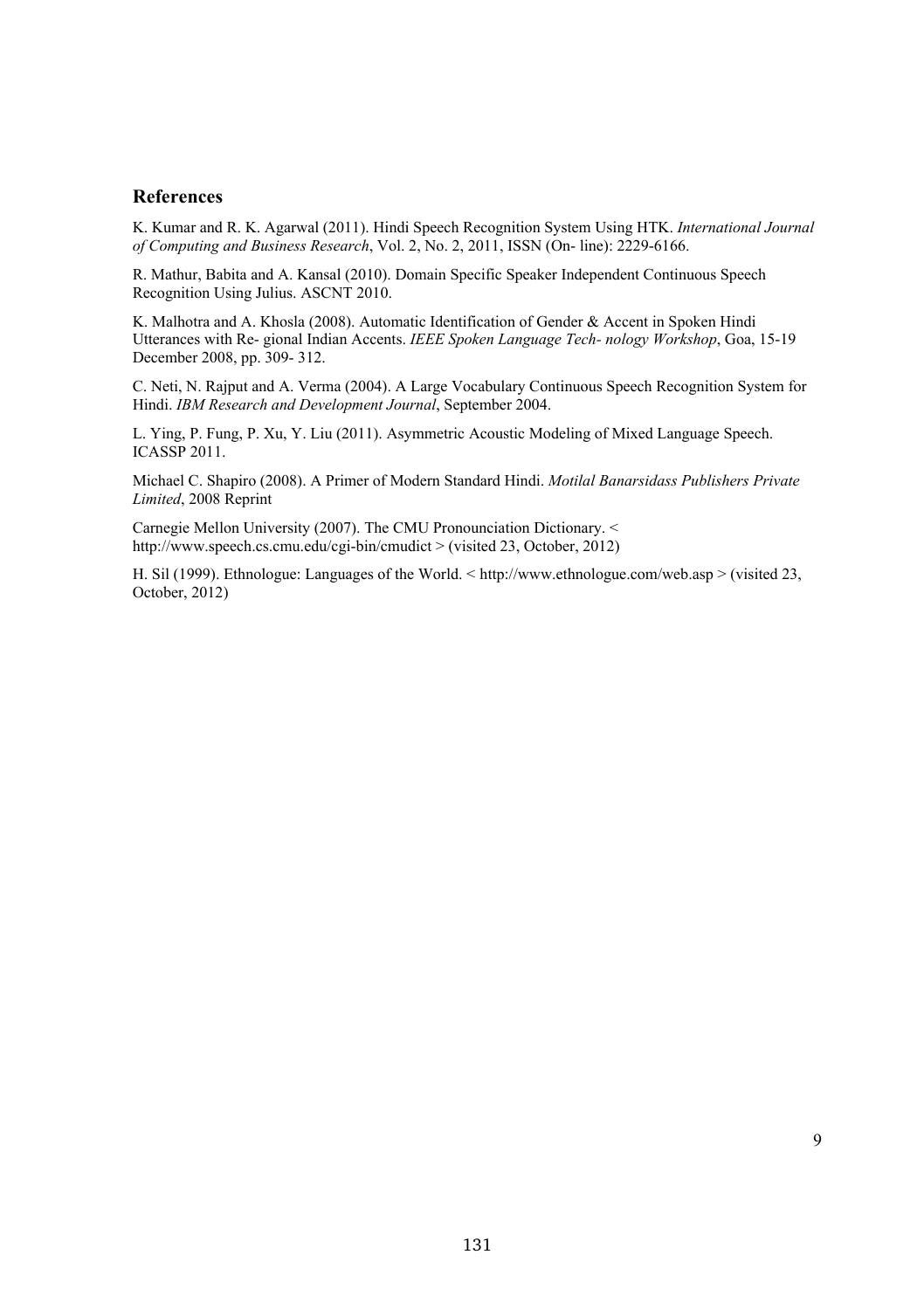## References

K. Kumar and R. K. Agarwal (2011). Hindi Speech Recognition System Using HTK. *International Journal of Computing and Business Research*, Vol. 2, No. 2, 2011, ISSN (On- line): 2229-6166.

R. Mathur, Babita and A. Kansal (2010). Domain Specific Speaker Independent Continuous Speech Recognition Using Julius. ASCNT 2010.

K. Malhotra and A. Khosla (2008). Automatic Identification of Gender & Accent in Spoken Hindi Utterances with Re- gional Indian Accents. *IEEE Spoken Language Tech- nology Workshop*, Goa, 15-19 December 2008, pp. 309- 312.

C. Neti, N. Rajput and A. Verma (2004). A Large Vocabulary Continuous Speech Recognition System for Hindi. *IBM Research and Development Journal*, September 2004.

L. Ying, P. Fung, P. Xu, Y. Liu (2011). Asymmetric Acoustic Modeling of Mixed Language Speech. ICASSP 2011.

Michael C. Shapiro (2008). A Primer of Modern Standard Hindi. *Motilal Banarsidass Publishers Private Limited*, 2008 Reprint

Carnegie Mellon University (2007). The CMU Pronounciation Dictionary. < http://www.speech.cs.cmu.edu/cgi-bin/cmudict > (visited 23, October, 2012)

H. Sil (1999). Ethnologue: Languages of the World. < http://www.ethnologue.com/web.asp > (visited 23, October, 2012)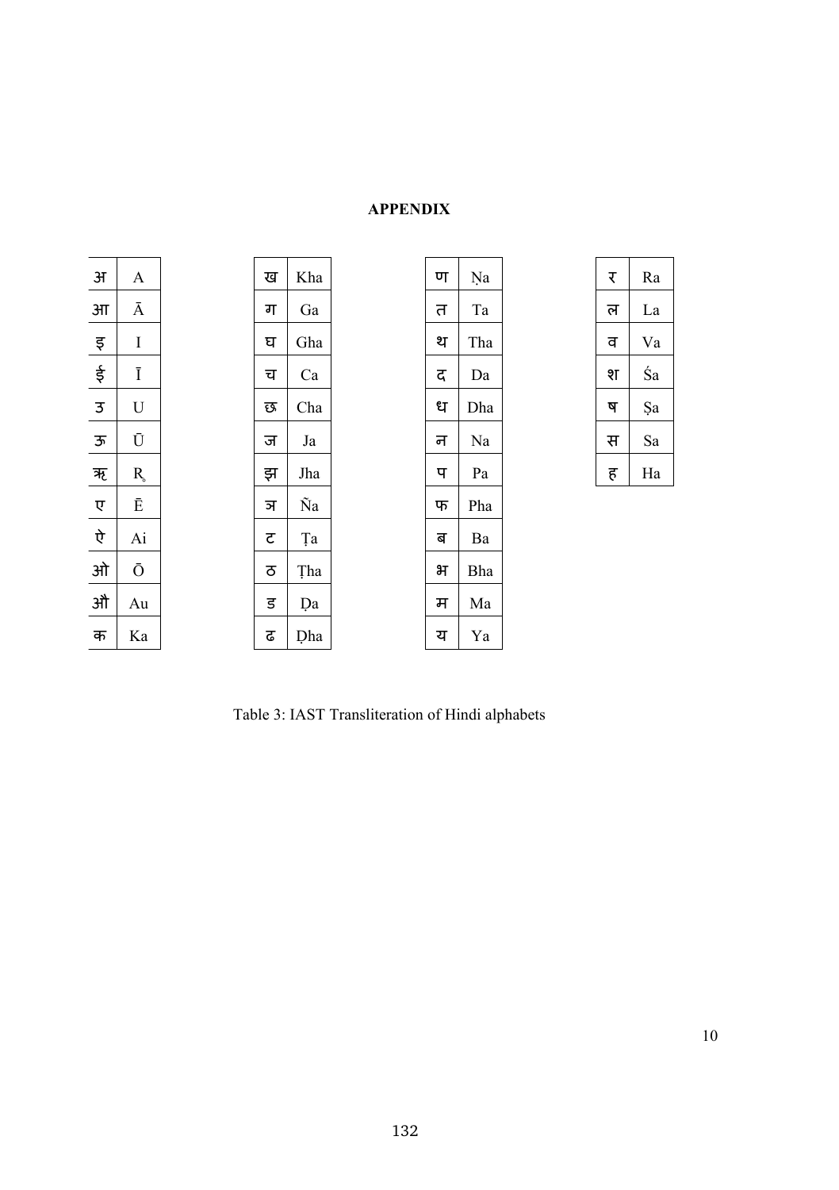## APPENDIX

| | | | | | | | |
|---|---|---|---|---|---|---|---|
| अ | A | ख | Kha | ण | Ṇa | र | Ra |
| आ | Ā | ग | Ga | त | Ta | ल | La |
| इ | I | घ | Gha | थ | Tha | व | Va |
| ई | Ī | च | Ca | द | Da | श | Śa |
| उ | U | छ | Cha | ध | Dha | ष | Ṣa |
| ऊ | Ū | ज | Ja | न | Na | स | Sa |
| ऋ | R̥ | झ | Jha | प | Pa | ह | Ha |
| ए | Ē | ञ | Ña | फ | Pha | | |
| ऐ | Ai | ट | Ṭa | ब | Ba | | |
| ओ | Ō | ठ | Ṭha | भ | Bha | | |
| औ | Au | ड | Ḍa | म | Ma | | |
| क | Ka | ढ | Ḍha | य | Ya | | |

Table 3: IAST Transliteration of Hindi alphabets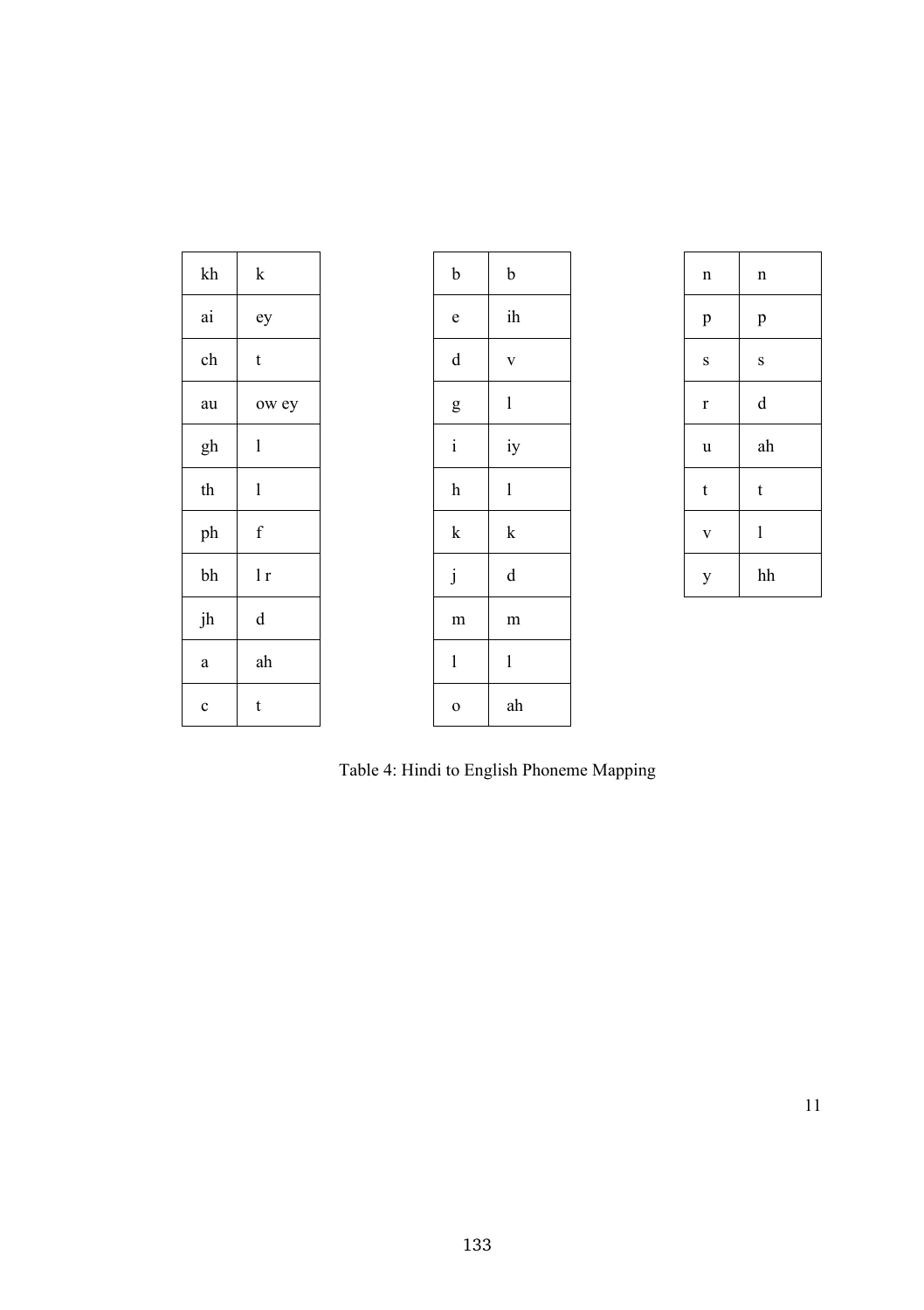| | |
|---|---|
| kh | k |
| ai | ey |
| ch | t |
| au | ow ey |
| gh | l |
| th | l |
| ph | f |
| bh | l r |
| jh | d |
| a | ah |
| c | t |

| | |
|---|---|
| b | b |
| e | ih |
| d | v |
| g | l |
| i | iy |
| h | l |
| k | k |
| j | d |
| m | m |
| l | l |
| o | ah |

| | |
|---|---|
| n | n |
| p | p |
| s | s |
| r | d |
| u | ah |
| t | t |
| v | l |
| y | hh |

Table 4: Hindi to English Phoneme Mapping